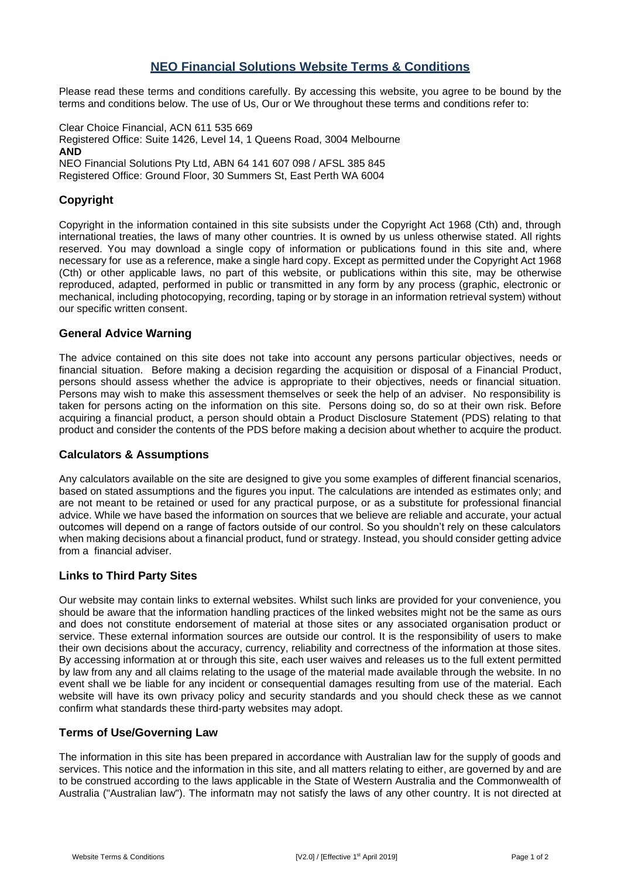# NEO Financial Solutions Website Terms & Conditions

Please read these terms and conditions carefully. By accessing this website, you agree to be bound by the terms and conditions below. The use of Us, Our or We throughout these terms and conditions refer to:

Clear Choice Financial, ACN 611 535 669
Registered Office: Suite 1426, Level 14, 1 Queens Road, 3004 Melbourne
**AND**
NEO Financial Solutions Pty Ltd, ABN 64 141 607 098 / AFSL 385 845
Registered Office: Ground Floor, 30 Summers St, East Perth WA 6004

## Copyright

Copyright in the information contained in this site subsists under the Copyright Act 1968 (Cth) and, through international treaties, the laws of many other countries. It is owned by us unless otherwise stated. All rights reserved. You may download a single copy of information or publications found in this site and, where necessary for use as a reference, make a single hard copy. Except as permitted under the Copyright Act 1968 (Cth) or other applicable laws, no part of this website, or publications within this site, may be otherwise reproduced, adapted, performed in public or transmitted in any form by any process (graphic, electronic or mechanical, including photocopying, recording, taping or by storage in an information retrieval system) without our specific written consent.

## General Advice Warning

The advice contained on this site does not take into account any persons particular objectives, needs or financial situation. Before making a decision regarding the acquisition or disposal of a Financial Product, persons should assess whether the advice is appropriate to their objectives, needs or financial situation. Persons may wish to make this assessment themselves or seek the help of an adviser. No responsibility is taken for persons acting on the information on this site. Persons doing so, do so at their own risk. Before acquiring a financial product, a person should obtain a Product Disclosure Statement (PDS) relating to that product and consider the contents of the PDS before making a decision about whether to acquire the product.

## Calculators & Assumptions

Any calculators available on the site are designed to give you some examples of different financial scenarios, based on stated assumptions and the figures you input. The calculations are intended as estimates only; and are not meant to be retained or used for any practical purpose, or as a substitute for professional financial advice. While we have based the information on sources that we believe are reliable and accurate, your actual outcomes will depend on a range of factors outside of our control. So you shouldn't rely on these calculators when making decisions about a financial product, fund or strategy. Instead, you should consider getting advice from a financial adviser.

## Links to Third Party Sites

Our website may contain links to external websites. Whilst such links are provided for your convenience, you should be aware that the information handling practices of the linked websites might not be the same as ours and does not constitute endorsement of material at those sites or any associated organisation product or service. These external information sources are outside our control. It is the responsibility of users to make their own decisions about the accuracy, currency, reliability and correctness of the information at those sites. By accessing information at or through this site, each user waives and releases us to the full extent permitted by law from any and all claims relating to the usage of the material made available through the website. In no event shall we be liable for any incident or consequential damages resulting from use of the material. Each website will have its own privacy policy and security standards and you should check these as we cannot confirm what standards these third-party websites may adopt.

## Terms of Use/Governing Law

The information in this site has been prepared in accordance with Australian law for the supply of goods and services. This notice and the information in this site, and all matters relating to either, are governed by and are to be construed according to the laws applicable in the State of Western Australia and the Commonwealth of Australia ("Australian law"). The informatn may not satisfy the laws of any other country. It is not directed at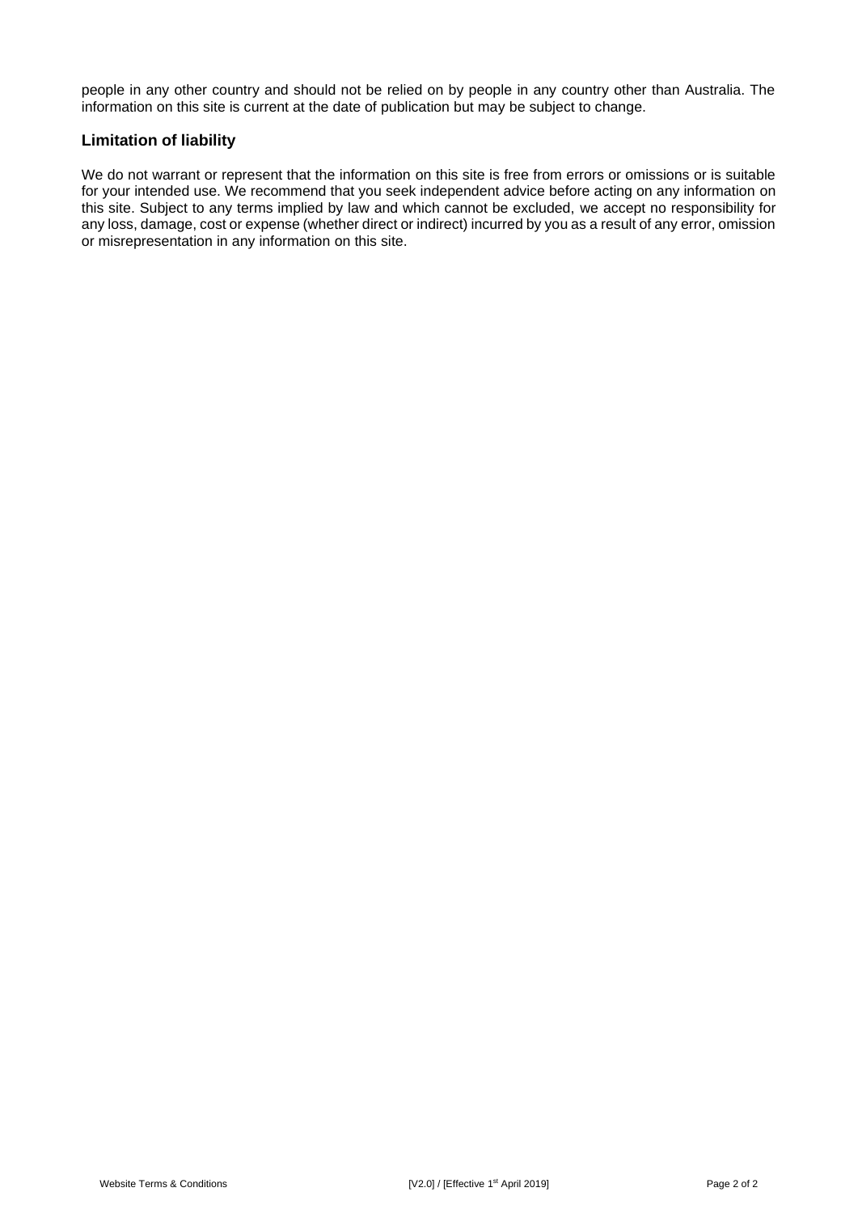people in any other country and should not be relied on by people in any country other than Australia. The information on this site is current at the date of publication but may be subject to change.

## Limitation of liability

We do not warrant or represent that the information on this site is free from errors or omissions or is suitable for your intended use. We recommend that you seek independent advice before acting on any information on this site. Subject to any terms implied by law and which cannot be excluded, we accept no responsibility for any loss, damage, cost or expense (whether direct or indirect) incurred by you as a result of any error, omission or misrepresentation in any information on this site.